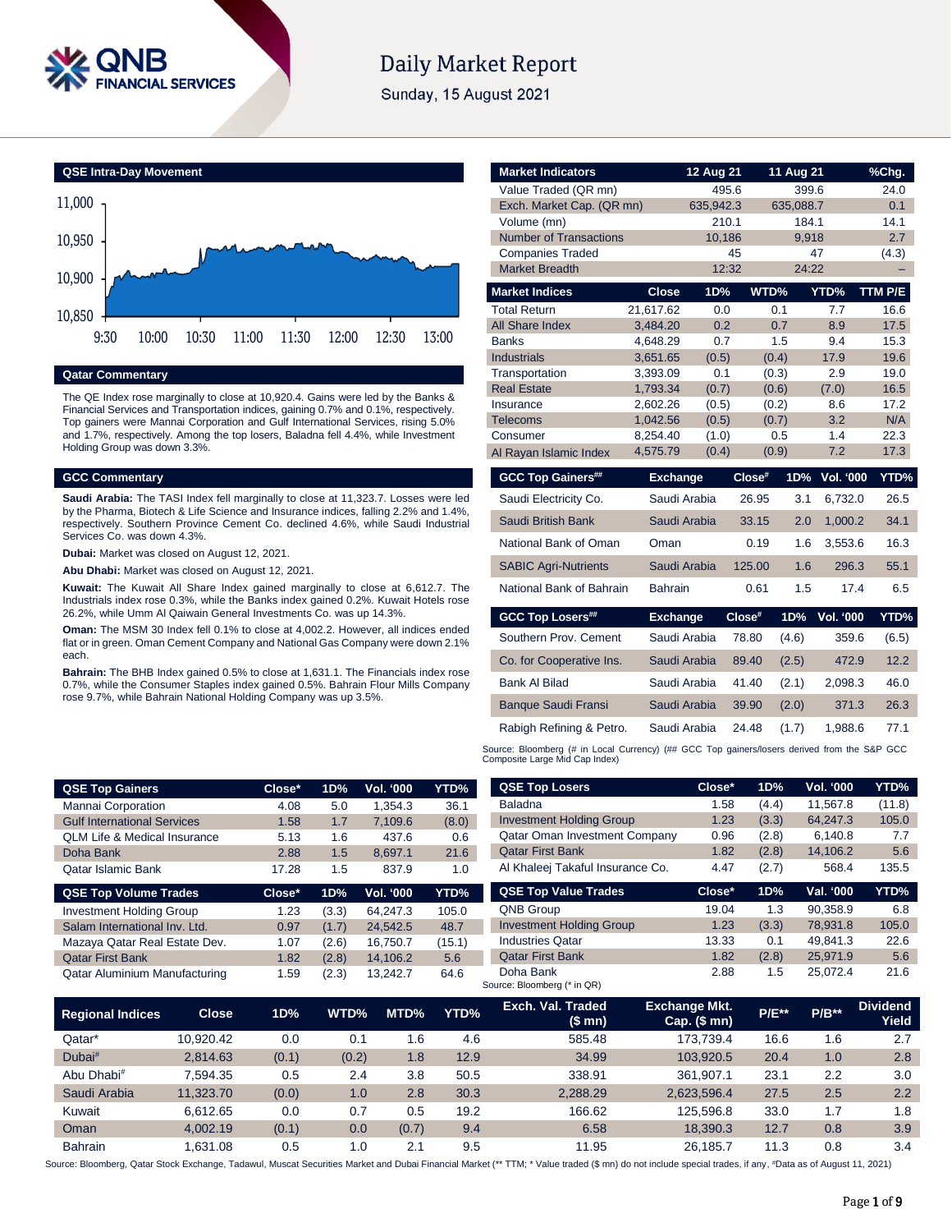# Daily Market Report

Sunday, 15 August 2021

## QSE Intra-Day Movement

## Qatar Commentary

The QE Index rose marginally to close at 10,920.4. Gains were led by the Banks & Financial Services and Transportation indices, gaining 0.7% and 0.1%, respectively. Top gainers were Mannai Corporation and Gulf International Services, rising 5.0% and 1.7%, respectively. Among the top losers, Baladna fell 4.4%, while Investment Holding Group was down 3.3%.

## GCC Commentary

**Saudi Arabia:** The TASI Index fell marginally to close at 11,323.7. Losses were led by the Pharma, Biotech & Life Science and Insurance indices, falling 2.2% and 1.4%, respectively. Southern Province Cement Co. declined 4.6%, while Saudi Industrial Services Co. was down 4.3%.

**Dubai:** Market was closed on August 12, 2021.

**Abu Dhabi:** Market was closed on August 12, 2021.

**Kuwait:** The Kuwait All Share Index gained marginally to close at 6,612.7. The Industrials index rose 0.3%, while the Banks index gained 0.2%. Kuwait Hotels rose 26.2%, while Umm Al Qaiwain General Investments Co. was up 14.3%.

**Oman:** The MSM 30 Index fell 0.1% to close at 4,002.2. However, all indices ended flat or in green. Oman Cement Company and National Gas Company were down 2.1% each.

**Bahrain:** The BHB Index gained 0.5% to close at 1,631.1. The Financials index rose 0.7%, while the Consumer Staples index gained 0.5%. Bahrain Flour Mills Company rose 9.7%, while Bahrain National Holding Company was up 3.5%.

| Market Indicators | 12 Aug 21 | 11 Aug 21 | %Chg. |
|---|---|---|---|
| Value Traded (QR mn) | 495.6 | 399.6 | 24.0 |
| Exch. Market Cap. (QR mn) | 635,942.3 | 635,088.7 | 0.1 |
| Volume (mn) | 210.1 | 184.1 | 14.1 |
| Number of Transactions | 10,186 | 9,918 | 2.7 |
| Companies Traded | 45 | 47 | (4.3) |
| Market Breadth | 12:32 | 24:22 | – |

| Market Indices | Close | 1D% | WTD% | YTD% | TTM P/E |
|---|---|---|---|---|---|
| Total Return | 21,617.62 | 0.0 | 0.1 | 7.7 | 16.6 |
| All Share Index | 3,484.20 | 0.2 | 0.7 | 8.9 | 17.5 |
| Banks | 4,648.29 | 0.7 | 1.5 | 9.4 | 15.3 |
| Industrials | 3,651.65 | (0.5) | (0.4) | 17.9 | 19.6 |
| Transportation | 3,393.09 | 0.1 | (0.3) | 2.9 | 19.0 |
| Real Estate | 1,793.34 | (0.7) | (0.6) | (7.0) | 16.5 |
| Insurance | 2,602.26 | (0.5) | (0.2) | 8.6 | 17.2 |
| Telecoms | 1,042.56 | (0.5) | (0.7) | 3.2 | N/A |
| Consumer | 8,254.40 | (1.0) | 0.5 | 1.4 | 22.3 |
| Al Rayan Islamic Index | 4,575.79 | (0.4) | (0.9) | 7.2 | 17.3 |

| GCC Top Gainers## | Exchange | Close# | 1D% | Vol. '000 | YTD% |
|---|---|---|---|---|---|
| Saudi Electricity Co. | Saudi Arabia | 26.95 | 3.1 | 6,732.0 | 26.5 |
| Saudi British Bank | Saudi Arabia | 33.15 | 2.0 | 1,000.2 | 34.1 |
| National Bank of Oman | Oman | 0.19 | 1.6 | 3,553.6 | 16.3 |
| SABIC Agri-Nutrients | Saudi Arabia | 125.00 | 1.6 | 296.3 | 55.1 |
| National Bank of Bahrain | Bahrain | 0.61 | 1.5 | 17.4 | 6.5 |

| GCC Top Losers## | Exchange | Close# | 1D% | Vol. '000 | YTD% |
|---|---|---|---|---|---|
| Southern Prov. Cement | Saudi Arabia | 78.80 | (4.6) | 359.6 | (6.5) |
| Co. for Cooperative Ins. | Saudi Arabia | 89.40 | (2.5) | 472.9 | 12.2 |
| Bank Al Bilad | Saudi Arabia | 41.40 | (2.1) | 2,098.3 | 46.0 |
| Banque Saudi Fransi | Saudi Arabia | 39.90 | (2.0) | 371.3 | 26.3 |
| Rabigh Refining & Petro. | Saudi Arabia | 24.48 | (1.7) | 1,988.6 | 77.1 |

Source: Bloomberg (# in Local Currency) (## GCC Top gainers/losers derived from the S&P GCC Composite Large Mid Cap Index)

| QSE Top Gainers | Close* | 1D% | Vol. '000 | YTD% |
|---|---|---|---|---|
| Mannai Corporation | 4.08 | 5.0 | 1,354.3 | 36.1 |
| Gulf International Services | 1.58 | 1.7 | 7,109.6 | (8.0) |
| QLM Life & Medical Insurance | 5.13 | 1.6 | 437.6 | 0.6 |
| Doha Bank | 2.88 | 1.5 | 8,697.1 | 21.6 |
| Qatar Islamic Bank | 17.28 | 1.5 | 837.9 | 1.0 |

| QSE Top Volume Trades | Close* | 1D% | Vol. '000 | YTD% |
|---|---|---|---|---|
| Investment Holding Group | 1.23 | (3.3) | 64,247.3 | 105.0 |
| Salam International Inv. Ltd. | 0.97 | (1.7) | 24,542.5 | 48.7 |
| Mazaya Qatar Real Estate Dev. | 1.07 | (2.6) | 16,750.7 | (15.1) |
| Qatar First Bank | 1.82 | (2.8) | 14,106.2 | 5.6 |
| Qatar Aluminium Manufacturing | 1.59 | (2.3) | 13,242.7 | 64.6 |

| QSE Top Losers | Close* | 1D% | Vol. '000 | YTD% |
|---|---|---|---|---|
| Baladna | 1.58 | (4.4) | 11,567.8 | (11.8) |
| Investment Holding Group | 1.23 | (3.3) | 64,247.3 | 105.0 |
| Qatar Oman Investment Company | 0.96 | (2.8) | 6,140.8 | 7.7 |
| Qatar First Bank | 1.82 | (2.8) | 14,106.2 | 5.6 |
| Al Khaleej Takaful Insurance Co. | 4.47 | (2.7) | 568.4 | 135.5 |

| QSE Top Value Trades | Close* | 1D% | Val. '000 | YTD% |
|---|---|---|---|---|
| QNB Group | 19.04 | 1.3 | 90,358.9 | 6.8 |
| Investment Holding Group | 1.23 | (3.3) | 78,931.8 | 105.0 |
| Industries Qatar | 13.33 | 0.1 | 49,841.3 | 22.6 |
| Qatar First Bank | 1.82 | (2.8) | 25,971.9 | 5.6 |
| Doha Bank | 2.88 | 1.5 | 25,072.4 | 21.6 |

Source: Bloomberg (* in QR)

| Regional Indices | Close | 1D% | WTD% | MTD% | YTD% | Exch. Val. Traded ($ mn) | Exchange Mkt. Cap. ($ mn) | P/E** | P/B** | Dividend Yield |
|---|---|---|---|---|---|---|---|---|---|---|
| Qatar* | 10,920.42 | 0.0 | 0.1 | 1.6 | 4.6 | 585.48 | 173,739.4 | 16.6 | 1.6 | 2.7 |
| Dubai# | 2,814.63 | (0.1) | (0.2) | 1.8 | 12.9 | 34.99 | 103,920.5 | 20.4 | 1.0 | 2.8 |
| Abu Dhabi# | 7,594.35 | 0.5 | 2.4 | 3.8 | 50.5 | 338.91 | 361,907.1 | 23.1 | 2.2 | 3.0 |
| Saudi Arabia | 11,323.70 | (0.0) | 1.0 | 2.8 | 30.3 | 2,288.29 | 2,623,596.4 | 27.5 | 2.5 | 2.2 |
| Kuwait | 6,612.65 | 0.0 | 0.7 | 1.9 | 19.2 | 166.62 | 125,596.8 | 33.0 | 1.7 | 1.8 |
| Oman | 4,002.19 | (0.1) | 0.0 | (0.7) | 9.4 | 6.58 | 18,390.3 | 12.7 | 0.8 | 3.9 |
| Bahrain | 1,631.08 | 0.5 | 1.0 | 2.1 | 9.5 | 11.95 | 26,185.7 | 11.3 | 0.8 | 3.4 |

Source: Bloomberg, Qatar Stock Exchange, Tadawul, Muscat Securities Market and Dubai Financial Market (** TTM; * Value traded ($ mn) do not include special trades, if any, #Data as of August 11, 2021)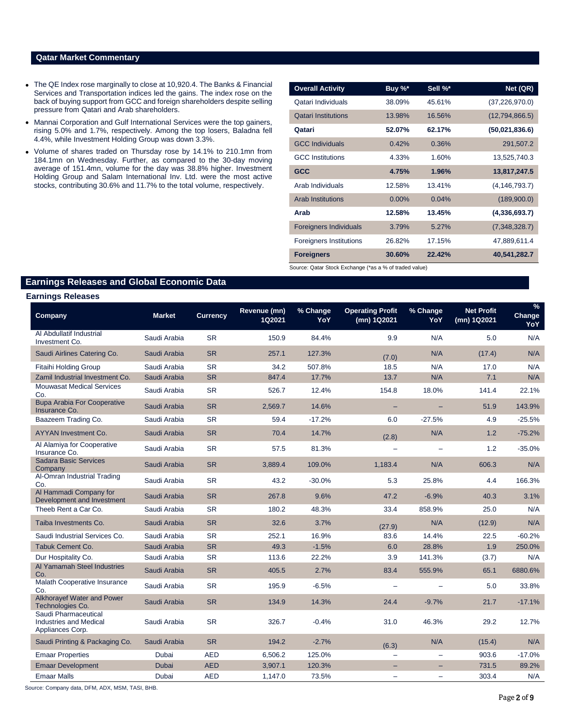## Qatar Market Commentary

- The QE Index rose marginally to close at 10,920.4. The Banks & Financial Services and Transportation indices led the gains. The index rose on the back of buying support from GCC and foreign shareholders despite selling pressure from Qatari and Arab shareholders.
- Mannai Corporation and Gulf International Services were the top gainers, rising 5.0% and 1.7%, respectively. Among the top losers, Baladna fell 4.4%, while Investment Holding Group was down 3.3%.
- Volume of shares traded on Thursday rose by 14.1% to 210.1mn from 184.1mn on Wednesday. Further, as compared to the 30-day moving average of 151.4mn, volume for the day was 38.8% higher. Investment Holding Group and Salam International Inv. Ltd. were the most active stocks, contributing 30.6% and 11.7% to the total volume, respectively.

| Overall Activity | Buy %* | Sell %* | Net (QR) |
|---|---|---|---|
| Qatari Individuals | 38.09% | 45.61% | (37,226,970.0) |
| Qatari Institutions | 13.98% | 16.56% | (12,794,866.5) |
| **Qatari** | **52.07%** | **62.17%** | **(50,021,836.6)** |
| GCC Individuals | 0.42% | 0.36% | 291,507.2 |
| GCC Institutions | 4.33% | 1.60% | 13,525,740.3 |
| **GCC** | **4.75%** | **1.96%** | **13,817,247.5** |
| Arab Individuals | 12.58% | 13.41% | (4,146,793.7) |
| Arab Institutions | 0.00% | 0.04% | (189,900.0) |
| **Arab** | **12.58%** | **13.45%** | **(4,336,693.7)** |
| Foreigners Individuals | 3.79% | 5.27% | (7,348,328.7) |
| Foreigners Institutions | 26.82% | 17.15% | 47,889,611.4 |
| **Foreigners** | **30.60%** | **22.42%** | **40,541,282.7** |

Source: Qatar Stock Exchange (*as a % of traded value)

## Earnings Releases and Global Economic Data

### Earnings Releases

| Company | Market | Currency | Revenue (mn) 1Q2021 | % Change YoY | Operating Profit (mn) 1Q2021 | % Change YoY | Net Profit (mn) 1Q2021 | % Change YoY |
|---|---|---|---|---|---|---|---|---|
| Al Abdullatif Industrial Investment Co. | Saudi Arabia | SR | 150.9 | 84.4% | 9.9 | N/A | 5.0 | N/A |
| Saudi Airlines Catering Co. | Saudi Arabia | SR | 257.1 | 127.3% | (7.0) | N/A | (17.4) | N/A |
| Fitaihi Holding Group | Saudi Arabia | SR | 34.2 | 507.8% | 18.5 | N/A | 17.0 | N/A |
| Zamil Industrial Investment Co. | Saudi Arabia | SR | 847.4 | 17.7% | 13.7 | N/A | 7.1 | N/A |
| Mouwasat Medical Services Co. | Saudi Arabia | SR | 526.7 | 12.4% | 154.8 | 18.0% | 141.4 | 22.1% |
| Bupa Arabia For Cooperative Insurance Co. | Saudi Arabia | SR | 2,569.7 | 14.6% | – | – | 51.9 | 143.9% |
| Baazeem Trading Co. | Saudi Arabia | SR | 59.4 | -17.2% | 6.0 | -27.5% | 4.9 | -25.5% |
| AYYAN Investment Co. | Saudi Arabia | SR | 70.4 | 14.7% | (2.8) | N/A | 1.2 | -75.2% |
| Al Alamiya for Cooperative Insurance Co. | Saudi Arabia | SR | 57.5 | 81.3% | – | – | 1.2 | -35.0% |
| Sadara Basic Services Company | Saudi Arabia | SR | 3,889.4 | 109.0% | 1,183.4 | N/A | 606.3 | N/A |
| Al-Omran Industrial Trading Co. | Saudi Arabia | SR | 43.2 | -30.0% | 5.3 | 25.8% | 4.4 | 166.3% |
| Al Hammadi Company for Development and Investment | Saudi Arabia | SR | 267.8 | 9.6% | 47.2 | -6.9% | 40.3 | 3.1% |
| Theeb Rent a Car Co. | Saudi Arabia | SR | 180.2 | 48.3% | 33.4 | 858.9% | 25.0 | N/A |
| Taiba Investments Co. | Saudi Arabia | SR | 32.6 | 3.7% | (27.9) | N/A | (12.9) | N/A |
| Saudi Industrial Services Co. | Saudi Arabia | SR | 252.1 | 16.9% | 83.6 | 14.4% | 22.5 | -60.2% |
| Tabuk Cement Co. | Saudi Arabia | SR | 49.3 | -1.5% | 6.0 | 28.8% | 1.9 | 250.0% |
| Dur Hospitality Co. | Saudi Arabia | SR | 113.6 | 22.2% | 3.9 | 141.3% | (3.7) | N/A |
| Al Yamamah Steel Industries Co. | Saudi Arabia | SR | 405.5 | 2.7% | 83.4 | 555.9% | 65.1 | 6880.6% |
| Malath Cooperative Insurance Co. | Saudi Arabia | SR | 195.9 | -6.5% | – | – | 5.0 | 33.8% |
| Alkhorayef Water and Power Technologies Co. | Saudi Arabia | SR | 134.9 | 14.3% | 24.4 | -9.7% | 21.7 | -17.1% |
| Saudi Pharmaceutical Industries and Medical Appliances Corp. | Saudi Arabia | SR | 326.7 | -0.4% | 31.0 | 46.3% | 29.2 | 12.7% |
| Saudi Printing & Packaging Co. | Saudi Arabia | SR | 194.2 | -2.7% | (6.3) | N/A | (15.4) | N/A |
| Emaar Properties | Dubai | AED | 6,506.2 | 125.0% | – | – | 903.6 | -17.0% |
| Emaar Development | Dubai | AED | 3,907.1 | 120.3% | – | – | 731.5 | 89.2% |
| Emaar Malls | Dubai | AED | 1,147.0 | 73.5% | – | – | 303.4 | N/A |

Source: Company data, DFM, ADX, MSM, TASI, BHB.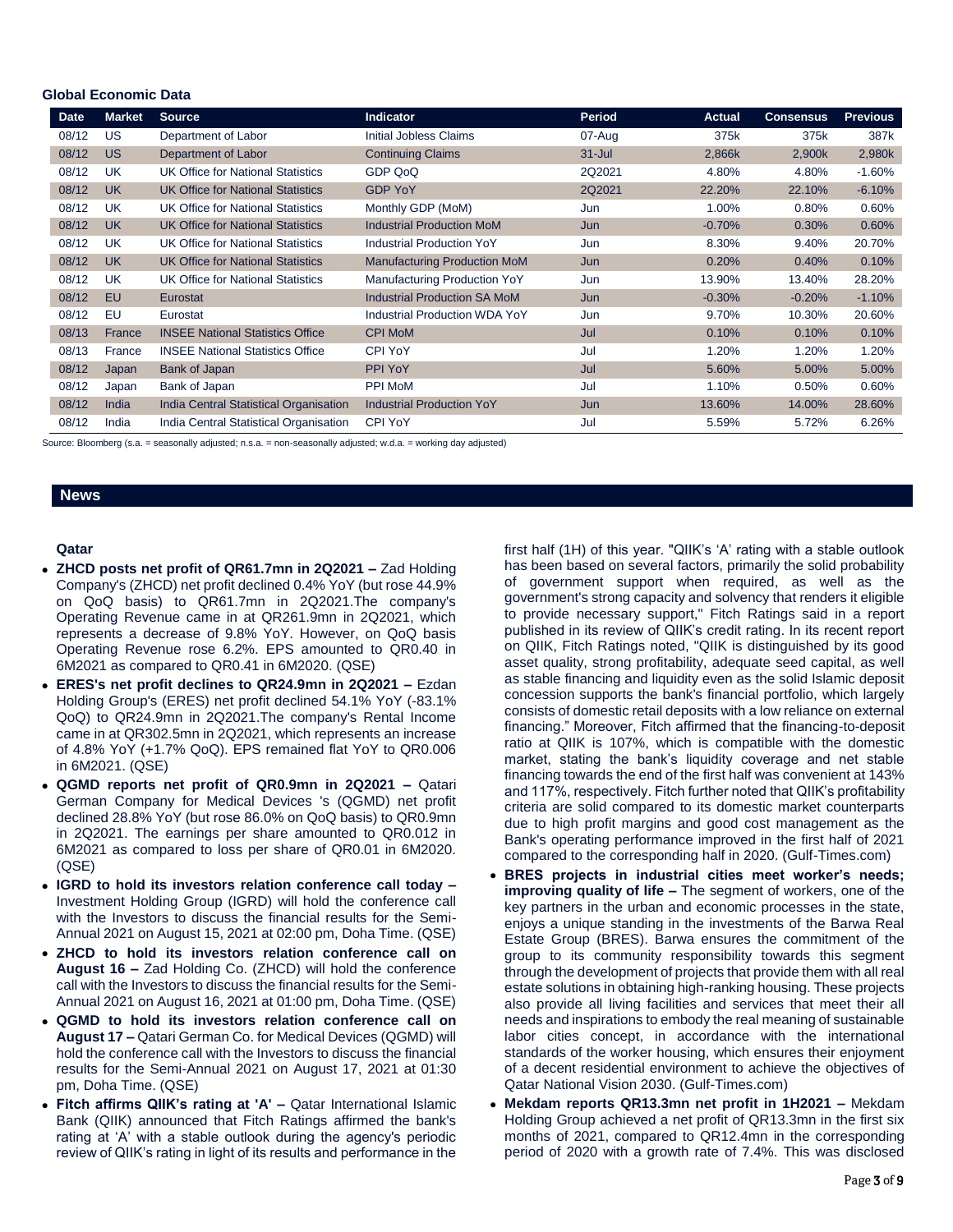## Global Economic Data

| Date | Market | Source | Indicator | Period | Actual | Consensus | Previous |
|---|---|---|---|---|---|---|---|
| 08/12 | US | Department of Labor | Initial Jobless Claims | 07-Aug | 375k | 375k | 387k |
| 08/12 | US | Department of Labor | Continuing Claims | 31-Jul | 2,866k | 2,900k | 2,980k |
| 08/12 | UK | UK Office for National Statistics | GDP QoQ | 2Q2021 | 4.80% | 4.80% | -1.60% |
| 08/12 | UK | UK Office for National Statistics | GDP YoY | 2Q2021 | 22.20% | 22.10% | -6.10% |
| 08/12 | UK | UK Office for National Statistics | Monthly GDP (MoM) | Jun | 1.00% | 0.80% | 0.60% |
| 08/12 | UK | UK Office for National Statistics | Industrial Production MoM | Jun | -0.70% | 0.30% | 0.60% |
| 08/12 | UK | UK Office for National Statistics | Industrial Production YoY | Jun | 8.30% | 9.40% | 20.70% |
| 08/12 | UK | UK Office for National Statistics | Manufacturing Production MoM | Jun | 0.20% | 0.40% | 0.10% |
| 08/12 | UK | UK Office for National Statistics | Manufacturing Production YoY | Jun | 13.90% | 13.40% | 28.20% |
| 08/12 | EU | Eurostat | Industrial Production SA MoM | Jun | -0.30% | -0.20% | -1.10% |
| 08/12 | EU | Eurostat | Industrial Production WDA YoY | Jun | 9.70% | 10.30% | 20.60% |
| 08/13 | France | INSEE National Statistics Office | CPI MoM | Jul | 0.10% | 0.10% | 0.10% |
| 08/13 | France | INSEE National Statistics Office | CPI YoY | Jul | 1.20% | 1.20% | 1.20% |
| 08/12 | Japan | Bank of Japan | PPI YoY | Jul | 5.60% | 5.00% | 5.00% |
| 08/12 | Japan | Bank of Japan | PPI MoM | Jul | 1.10% | 0.50% | 0.60% |
| 08/12 | India | India Central Statistical Organisation | Industrial Production YoY | Jun | 13.60% | 14.00% | 28.60% |
| 08/12 | India | India Central Statistical Organisation | CPI YoY | Jul | 5.59% | 5.72% | 6.26% |

Source: Bloomberg (s.a. = seasonally adjusted; n.s.a. = non-seasonally adjusted; w.d.a. = working day adjusted)

## News

### Qatar

- **ZHCD posts net profit of QR61.7mn in 2Q2021 –** Zad Holding Company's (ZHCD) net profit declined 0.4% YoY (but rose 44.9% on QoQ basis) to QR61.7mn in 2Q2021.The company's Operating Revenue came in at QR261.9mn in 2Q2021, which represents a decrease of 9.8% YoY. However, on QoQ basis Operating Revenue rose 6.2%. EPS amounted to QR0.40 in 6M2021 as compared to QR0.41 in 6M2020. (QSE)
- **ERES's net profit declines to QR24.9mn in 2Q2021 –** Ezdan Holding Group's (ERES) net profit declined 54.1% YoY (-83.1% QoQ) to QR24.9mn in 2Q2021. The company's Rental Income came in at QR302.5mn in 2Q2021, which represents an increase of 4.8% YoY (+1.7% QoQ). EPS remained flat YoY to QR0.006 in 6M2021. (QSE)
- **QGMD reports net profit of QR0.9mn in 2Q2021 –** Qatari German Company for Medical Devices 's (QGMD) net profit declined 28.8% YoY (but rose 86.0% on QoQ basis) to QR0.9mn in 2Q2021. The earnings per share amounted to QR0.012 in 6M2021 as compared to loss per share of QR0.01 in 6M2020. (QSE)
- **IGRD to hold its investors relation conference call today –** Investment Holding Group (IGRD) will hold the conference call with the Investors to discuss the financial results for the Semi-Annual 2021 on August 15, 2021 at 02:00 pm, Doha Time. (QSE)
- **ZHCD to hold its investors relation conference call on August 16 –** Zad Holding Co. (ZHCD) will hold the conference call with the Investors to discuss the financial results for the Semi-Annual 2021 on August 16, 2021 at 01:00 pm, Doha Time. (QSE)
- **QGMD to hold its investors relation conference call on August 17 –** Qatari German Co. for Medical Devices (QGMD) will hold the conference call with the Investors to discuss the financial results for the Semi-Annual 2021 on August 17, 2021 at 01:30 pm, Doha Time. (QSE)
- **Fitch affirms QIIK's rating at 'A' –** Qatar International Islamic Bank (QIIK) announced that Fitch Ratings affirmed the bank's rating at 'A' with a stable outlook during the agency's periodic review of QIIK's rating in light of its results and performance in the first half (1H) of this year. "QIIK's 'A' rating with a stable outlook has been based on several factors, primarily the solid probability of government support when required, as well as the government's strong capacity and solvency that renders it eligible to provide necessary support," Fitch Ratings said in a report published in its review of QIIK's credit rating. In its recent report on QIIK, Fitch Ratings noted, "QIIK is distinguished by its good asset quality, strong profitability, adequate seed capital, as well as stable financing and liquidity even as the solid Islamic deposit concession supports the bank's financial portfolio, which largely consists of domestic retail deposits with a low reliance on external financing." Moreover, Fitch affirmed that the financing-to-deposit ratio at QIIK is 107%, which is compatible with the domestic market, stating the bank's liquidity coverage and net stable financing towards the end of the first half was convenient at 143% and 117%, respectively. Fitch further noted that QIIK's profitability criteria are solid compared to its domestic market counterparts due to high profit margins and good cost management as the Bank's operating performance improved in the first half of 2021 compared to the corresponding half in 2020. (Gulf-Times.com)
- **BRES projects in industrial cities meet worker's needs; improving quality of life –** The segment of workers, one of the key partners in the urban and economic processes in the state, enjoys a unique standing in the investments of the Barwa Real Estate Group (BRES). Barwa ensures the commitment of the group to its community responsibility towards this segment through the development of projects that provide them with all real estate solutions in obtaining high-ranking housing. These projects also provide all living facilities and services that meet their all needs and inspirations to embody the real meaning of sustainable labor cities concept, in accordance with the international standards of the worker housing, which ensures their enjoyment of a decent residential environment to achieve the objectives of Qatar National Vision 2030. (Gulf-Times.com)
- **Mekdam reports QR13.3mn net profit in 1H2021 –** Mekdam Holding Group achieved a net profit of QR13.3mn in the first six months of 2021, compared to QR12.4mn in the corresponding period of 2020 with a growth rate of 7.4%. This was disclosed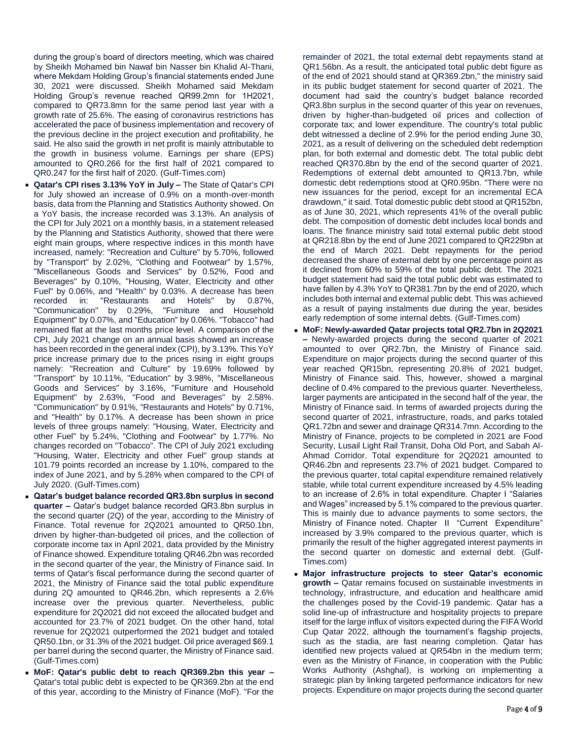during the group's board of directors meeting, which was chaired by Sheikh Mohamed bin Nawaf bin Nasser bin Khalid Al-Thani, where Mekdam Holding Group's financial statements ended June 30, 2021 were discussed. Sheikh Mohamed said Mekdam Holding Group's revenue reached QR99.2mn for 1H2021, compared to QR73.8mn for the same period last year with a growth rate of 25.6%. The easing of coronavirus restrictions has accelerated the pace of business implementation and recovery of the previous decline in the project execution and profitability, he said. He also said the growth in net profit is mainly attributable to the growth in business volume. Earnings per share (EPS) amounted to QR0.266 for the first half of 2021 compared to QR0.247 for the first half of 2020. (Gulf-Times.com)

- **Qatar's CPI rises 3.13% YoY in July –** The State of Qatar's CPI for July showed an increase of 0.9% on a month-over-month basis, data from the Planning and Statistics Authority showed. On a YoY basis, the increase recorded was 3.13%. An analysis of the CPI for July 2021 on a monthly basis, in a statement released by the Planning and Statistics Authority, showed that there were eight main groups, where respective indices in this month have increased, namely: "Recreation and Culture" by 5.70%, followed by "Transport" by 2.02%, "Clothing and Footwear" by 1.57%, "Miscellaneous Goods and Services" by 0.52%, Food and Beverages" by 0.10%, "Housing, Water, Electricity and other Fuel" by 0.06%, and "Health" by 0.03%. A decrease has been recorded in: "Restaurants and Hotels" by 0.87%, "Communication" by 0.29%, "Furniture and Household Equipment" by 0.07%, and "Education" by 0.06%. "Tobacco" had remained flat at the last months price level. A comparison of the CPI, July 2021 change on an annual basis showed an increase has been recorded in the general index (CPI), by 3.13%. This YoY price increase primary due to the prices rising in eight groups namely: "Recreation and Culture" by 19.69% followed by "Transport" by 10.11%, "Education" by 3.98%, "Miscellaneous Goods and Services" by 3.16%, "Furniture and Household Equipment" by 2.63%, "Food and Beverages" by 2.58%. "Communication" by 0.91%, "Restaurants and Hotels" by 0.71%, and "Health" by 0.17%. A decrease has been shown in price levels of three groups namely: "Housing, Water, Electricity and other Fuel" by 5.24%, "Clothing and Footwear" by 1.77%. No changes recorded on "Tobacco". The CPI of July 2021 excluding "Housing, Water, Electricity and other Fuel" group stands at 101.79 points recorded an increase by 1.10%, compared to the index of June 2021, and by 5.28% when compared to the CPI of July 2020. (Gulf-Times.com)
- **Qatar's budget balance recorded QR3.8bn surplus in second quarter –** Qatar's budget balance recorded QR3.8bn surplus in the second quarter (2Q) of the year, according to the Ministry of Finance. Total revenue for 2Q2021 amounted to QR50.1bn, driven by higher-than-budgeted oil prices, and the collection of corporate income tax in April 2021, data provided by the Ministry of Finance showed. Expenditure totaling QR46.2bn was recorded in the second quarter of the year, the Ministry of Finance said. In terms of Qatar's fiscal performance during the second quarter of 2021, the Ministry of Finance said the total public expenditure during 2Q amounted to QR46.2bn, which represents a 2.6% increase over the previous quarter. Nevertheless, public expenditure for 2Q2021 did not exceed the allocated budget and accounted for 23.7% of 2021 budget. On the other hand, total revenue for 2Q2021 outperformed the 2021 budget and totaled QR50.1bn, or 31.3% of the 2021 budget. Oil price averaged $69.1 per barrel during the second quarter, the Ministry of Finance said. (Gulf-Times.com)
- **MoF: Qatar's public debt to reach QR369.2bn this year –** Qatar's total public debt is expected to be QR369.2bn at the end of this year, according to the Ministry of Finance (MoF). "For the remainder of 2021, the total external debt repayments stand at QR1.56bn. As a result, the anticipated total public debt figure as of the end of 2021 should stand at QR369.2bn," the ministry said in its public budget statement for second quarter of 2021. The document had said the country's budget balance recorded QR3.8bn surplus in the second quarter of this year on revenues, driven by higher-than-budgeted oil prices and collection of corporate tax; and lower expenditure. The country's total public debt witnessed a decline of 2.9% for the period ending June 30, 2021, as a result of delivering on the scheduled debt redemption plan, for both external and domestic debt. The total public debt reached QR370.8bn by the end of the second quarter of 2021. Redemptions of external debt amounted to QR13.7bn, while domestic debt redemptions stood at QR0.95bn. "There were no new issuances for the period, except for an incremental ECA drawdown," it said. Total domestic public debt stood at QR152bn, as of June 30, 2021, which represents 41% of the overall public debt. The composition of domestic debt includes local bonds and loans. The finance ministry said total external public debt stood at QR218.8bn by the end of June 2021 compared to QR229bn at the end of March 2021. Debt repayments for the period decreased the share of external debt by one percentage point as it declined from 60% to 59% of the total public debt. The 2021 budget statement had said the total public debt was estimated to have fallen by 4.3% YoY to QR381.7bn by the end of 2020, which includes both internal and external public debt. This was achieved as a result of paying instalments due during the year, besides early redemption of some internal debts. (Gulf-Times.com)
- **MoF: Newly-awarded Qatar projects total QR2.7bn in 2Q2021 –** Newly-awarded projects during the second quarter of 2021 amounted to over QR2.7bn, the Ministry of Finance said. Expenditure on major projects during the second quarter of this year reached QR15bn, representing 20.8% of 2021 budget, Ministry of Finance said. This, however, showed a marginal decline of 0.4% compared to the previous quarter. Nevertheless, larger payments are anticipated in the second half of the year, the Ministry of Finance said. In terms of awarded projects during the second quarter of 2021, infrastructure, roads, and parks totaled QR1.72bn and sewer and drainage QR314.7mn. According to the Ministry of Finance, projects to be completed in 2021 are Food Security, Lusail Light Rail Transit, Doha Old Port, and Sabah Al-Ahmad Corridor. Total expenditure for 2Q2021 amounted to QR46.2bn and represents 23.7% of 2021 budget. Compared to the previous quarter, total capital expenditure remained relatively stable, while total current expenditure increased by 4.5% leading to an increase of 2.6% in total expenditure. Chapter I "Salaries and Wages" increased by 5.1% compared to the previous quarter. This is mainly due to advance payments to some sectors, the Ministry of Finance noted. Chapter II "Current Expenditure" increased by 3.9% compared to the previous quarter, which is primarily the result of the higher aggregated interest payments in the second quarter on domestic and external debt. (Gulf-Times.com)
- **Major infrastructure projects to steer Qatar's economic growth –** Qatar remains focused on sustainable investments in technology, infrastructure, and education and healthcare amid the challenges posed by the Covid-19 pandemic. Qatar has a solid line-up of infrastructure and hospitality projects to prepare itself for the large influx of visitors expected during the FIFA World Cup Qatar 2022, although the tournament's flagship projects, such as the stadia, are fast nearing completion. Qatar has identified new projects valued at QR54bn in the medium term; even as the Ministry of Finance, in cooperation with the Public Works Authority (Ashghal), is working on implementing a strategic plan by linking targeted performance indicators for new projects. Expenditure on major projects during the second quarter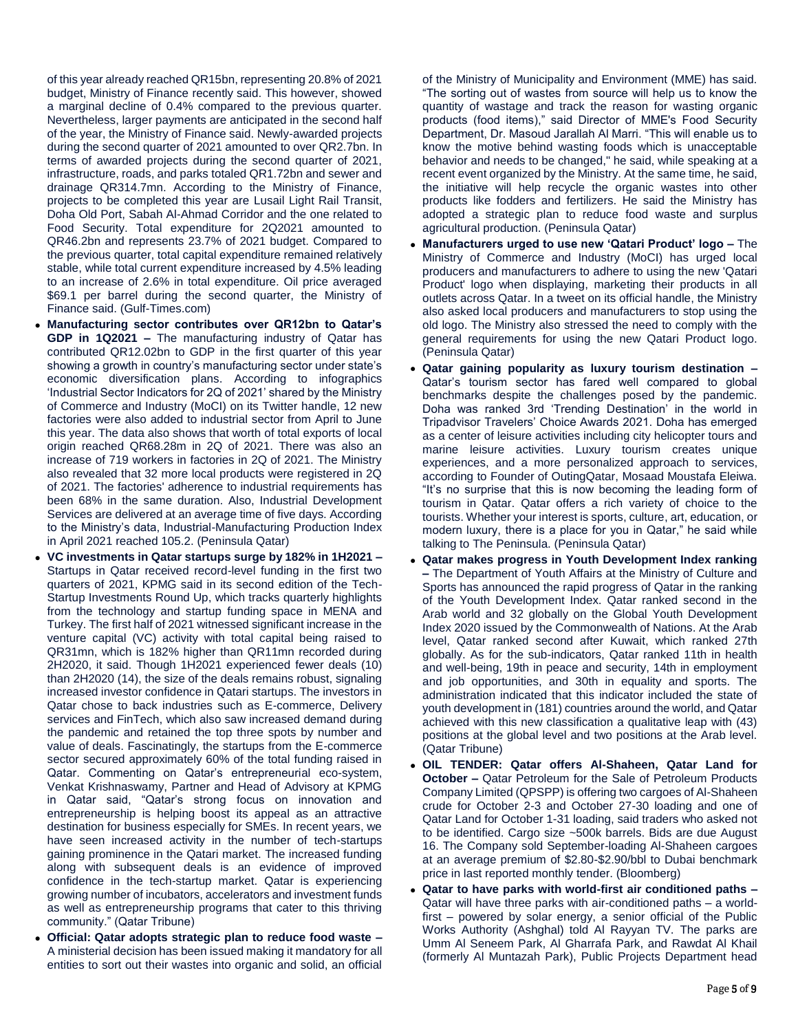of this year already reached QR15bn, representing 20.8% of 2021 budget, Ministry of Finance recently said. This however, showed a marginal decline of 0.4% compared to the previous quarter. Nevertheless, larger payments are anticipated in the second half of the year, the Ministry of Finance said. Newly-awarded projects during the second quarter of 2021 amounted to over QR2.7bn. In terms of awarded projects during the second quarter of 2021, infrastructure, roads, and parks totaled QR1.72bn and sewer and drainage QR314.7mn. According to the Ministry of Finance, projects to be completed this year are Lusail Light Rail Transit, Doha Old Port, Sabah Al-Ahmad Corridor and the one related to Food Security. Total expenditure for 2Q2021 amounted to QR46.2bn and represents 23.7% of 2021 budget. Compared to the previous quarter, total capital expenditure remained relatively stable, while total current expenditure increased by 4.5% leading to an increase of 2.6% in total expenditure. Oil price averaged $69.1 per barrel during the second quarter, the Ministry of Finance said. (Gulf-Times.com)

- **Manufacturing sector contributes over QR12bn to Qatar's GDP in 1Q2021 –** The manufacturing industry of Qatar has contributed QR12.02bn to GDP in the first quarter of this year showing a growth in country's manufacturing sector under state's economic diversification plans. According to infographics 'Industrial Sector Indicators for 2Q of 2021' shared by the Ministry of Commerce and Industry (MoCI) on its Twitter handle, 12 new factories were also added to industrial sector from April to June this year. The data also shows that worth of total exports of local origin reached QR68.28m in 2Q of 2021. There was also an increase of 719 workers in factories in 2Q of 2021. The Ministry also revealed that 32 more local products were registered in 2Q of 2021. The factories' adherence to industrial requirements has been 68% in the same duration. Also, Industrial Development Services are delivered at an average time of five days. According to the Ministry's data, Industrial-Manufacturing Production Index in April 2021 reached 105.2. (Peninsula Qatar)
- **VC investments in Qatar startups surge by 182% in 1H2021 –** Startups in Qatar received record-level funding in the first two quarters of 2021, KPMG said in its second edition of the Tech-Startup Investments Round Up, which tracks quarterly highlights from the technology and startup funding space in MENA and Turkey. The first half of 2021 witnessed significant increase in the venture capital (VC) activity with total capital being raised to QR31mn, which is 182% higher than QR11mn recorded during 2H2020, it said. Though 1H2021 experienced fewer deals (10) than 2H2020 (14), the size of the deals remains robust, signaling increased investor confidence in Qatari startups. The investors in Qatar chose to back industries such as E-commerce, Delivery services and FinTech, which also saw increased demand during the pandemic and retained the top three spots by number and value of deals. Fascinatingly, the startups from the E-commerce sector secured approximately 60% of the total funding raised in Qatar. Commenting on Qatar's entrepreneurial eco-system, Venkat Krishnaswamy, Partner and Head of Advisory at KPMG in Qatar said, "Qatar's strong focus on innovation and entrepreneurship is helping boost its appeal as an attractive destination for business especially for SMEs. In recent years, we have seen increased activity in the number of tech-startups gaining prominence in the Qatari market. The increased funding along with subsequent deals is an evidence of improved confidence in the tech-startup market. Qatar is experiencing growing number of incubators, accelerators and investment funds as well as entrepreneurship programs that cater to this thriving community." (Qatar Tribune)
- **Official: Qatar adopts strategic plan to reduce food waste –** A ministerial decision has been issued making it mandatory for all entities to sort out their wastes into organic and solid, an official of the Ministry of Municipality and Environment (MME) has said. "The sorting out of wastes from source will help us to know the quantity of wastage and track the reason for wasting organic products (food items)," said Director of MME's Food Security Department, Dr. Masoud Jarallah Al Marri. "This will enable us to know the motive behind wasting foods which is unacceptable behavior and needs to be changed," he said, while speaking at a recent event organized by the Ministry. At the same time, he said, the initiative will help recycle the organic wastes into other products like fodders and fertilizers. He said the Ministry has adopted a strategic plan to reduce food waste and surplus agricultural production. (Peninsula Qatar)
- **Manufacturers urged to use new 'Qatari Product' logo –** The Ministry of Commerce and Industry (MoCI) has urged local producers and manufacturers to adhere to using the new 'Qatari Product' logo when displaying, marketing their products in all outlets across Qatar. In a tweet on its official handle, the Ministry also asked local producers and manufacturers to stop using the old logo. The Ministry also stressed the need to comply with the general requirements for using the new Qatari Product logo. (Peninsula Qatar)
- **Qatar gaining popularity as luxury tourism destination –** Qatar's tourism sector has fared well compared to global benchmarks despite the challenges posed by the pandemic. Doha was ranked 3rd 'Trending Destination' in the world in Tripadvisor Travelers' Choice Awards 2021. Doha has emerged as a center of leisure activities including city helicopter tours and marine leisure activities. Luxury tourism creates unique experiences, and a more personalized approach to services, according to Founder of OutingQatar, Mosaad Moustafa Eleiwa. "It's no surprise that this is now becoming the leading form of tourism in Qatar. Qatar offers a rich variety of choice to the tourists. Whether your interest is sports, culture, art, education, or modern luxury, there is a place for you in Qatar," he said while talking to The Peninsula. (Peninsula Qatar)
- **Qatar makes progress in Youth Development Index ranking –** The Department of Youth Affairs at the Ministry of Culture and Sports has announced the rapid progress of Qatar in the ranking of the Youth Development Index. Qatar ranked second in the Arab world and 32 globally on the Global Youth Development Index 2020 issued by the Commonwealth of Nations. At the Arab level, Qatar ranked second after Kuwait, which ranked 27th globally. As for the sub-indicators, Qatar ranked 11th in health and well-being, 19th in peace and security, 14th in employment and job opportunities, and 30th in equality and sports. The administration indicated that this indicator included the state of youth development in (181) countries around the world, and Qatar achieved with this new classification a qualitative leap with (43) positions at the global level and two positions at the Arab level. (Qatar Tribune)
- **OIL TENDER: Qatar offers Al-Shaheen, Qatar Land for October –** Qatar Petroleum for the Sale of Petroleum Products Company Limited (QPSPP) is offering two cargoes of Al-Shaheen crude for October 2-3 and October 27-30 loading and one of Qatar Land for October 1-31 loading, said traders who asked not to be identified. Cargo size ~500k barrels. Bids are due August 16. The Company sold September-loading Al-Shaheen cargoes at an average premium of $2.80-$2.90/bbl to Dubai benchmark price in last reported monthly tender. (Bloomberg)
- **Qatar to have parks with world-first air conditioned paths –** Qatar will have three parks with air-conditioned paths – a world-first – powered by solar energy, a senior official of the Public Works Authority (Ashghal) told Al Rayyan TV. The parks are Umm Al Seneem Park, Al Gharrafa Park, and Rawdat Al Khail (formerly Al Muntazah Park), Public Projects Department head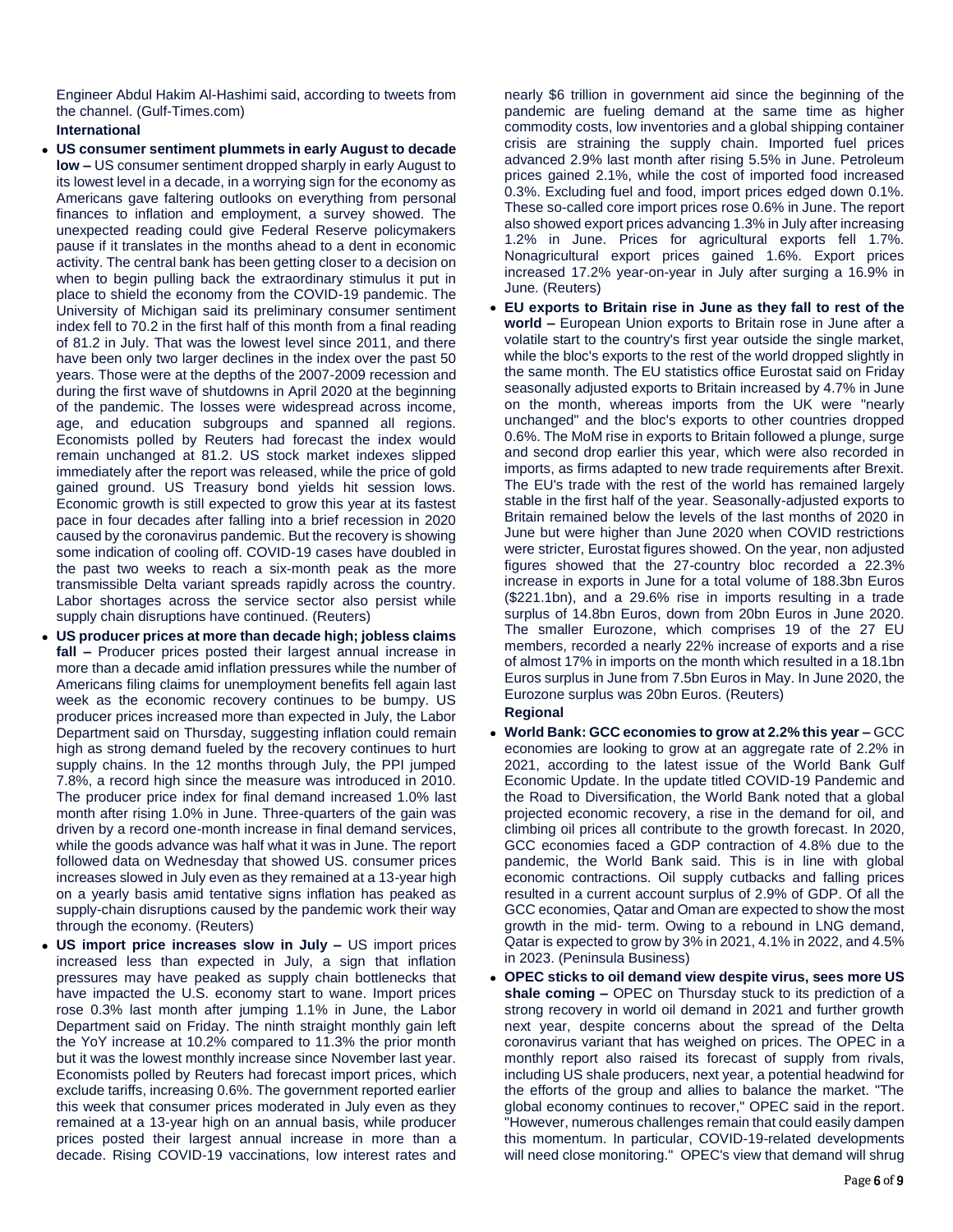Engineer Abdul Hakim Al-Hashimi said, according to tweets from the channel. (Gulf-Times.com)

**International**

- **US consumer sentiment plummets in early August to decade low –** US consumer sentiment dropped sharply in early August to its lowest level in a decade, in a worrying sign for the economy as Americans gave faltering outlooks on everything from personal finances to inflation and employment, a survey showed. The unexpected reading could give Federal Reserve policymakers pause if it translates in the months ahead to a dent in economic activity. The central bank has been getting closer to a decision on when to begin pulling back the extraordinary stimulus it put in place to shield the economy from the COVID-19 pandemic. The University of Michigan said its preliminary consumer sentiment index fell to 70.2 in the first half of this month from a final reading of 81.2 in July. That was the lowest level since 2011, and there have been only two larger declines in the index over the past 50 years. Those were at the depths of the 2007-2009 recession and during the first wave of shutdowns in April 2020 at the beginning of the pandemic. The losses were widespread across income, age, and education subgroups and spanned all regions. Economists polled by Reuters had forecast the index would remain unchanged at 81.2. US stock market indexes slipped immediately after the report was released, while the price of gold gained ground. US Treasury bond yields hit session lows. Economic growth is still expected to grow this year at its fastest pace in four decades after falling into a brief recession in 2020 caused by the coronavirus pandemic. But the recovery is showing some indication of cooling off. COVID-19 cases have doubled in the past two weeks to reach a six-month peak as the more transmissible Delta variant spreads rapidly across the country. Labor shortages across the service sector also persist while supply chain disruptions have continued. (Reuters)
- **US producer prices at more than decade high; jobless claims fall –** Producer prices posted their largest annual increase in more than a decade amid inflation pressures while the number of Americans filing claims for unemployment benefits fell again last week as the economic recovery continues to be bumpy. US producer prices increased more than expected in July, the Labor Department said on Thursday, suggesting inflation could remain high as strong demand fueled by the recovery continues to hurt supply chains. In the 12 months through July, the PPI jumped 7.8%, a record high since the measure was introduced in 2010. The producer price index for final demand increased 1.0% last month after rising 1.0% in June. Three-quarters of the gain was driven by a record one-month increase in final demand services, while the goods advance was half what it was in June. The report followed data on Wednesday that showed US. consumer prices increases slowed in July even as they remained at a 13-year high on a yearly basis amid tentative signs inflation has peaked as supply-chain disruptions caused by the pandemic work their way through the economy. (Reuters)
- **US import price increases slow in July –** US import prices increased less than expected in July, a sign that inflation pressures may have peaked as supply chain bottlenecks that have impacted the U.S. economy start to wane. Import prices rose 0.3% last month after jumping 1.1% in June, the Labor Department said on Friday. The ninth straight monthly gain left the YoY increase at 10.2% compared to 11.3% the prior month but it was the lowest monthly increase since November last year. Economists polled by Reuters had forecast import prices, which exclude tariffs, increasing 0.6%. The government reported earlier this week that consumer prices moderated in July even as they remained at a 13-year high on an annual basis, while producer prices posted their largest annual increase in more than a decade. Rising COVID-19 vaccinations, low interest rates and nearly $6 trillion in government aid since the beginning of the pandemic are fueling demand at the same time as higher commodity costs, low inventories and a global shipping container crisis are straining the supply chain. Imported fuel prices advanced 2.9% last month after rising 5.5% in June. Petroleum prices gained 2.1%, while the cost of imported food increased 0.3%. Excluding fuel and food, import prices edged down 0.1%. These so-called core import prices rose 0.6% in June. The report also showed export prices advancing 1.3% in July after increasing 1.2% in June. Prices for agricultural exports fell 1.7%. Nonagricultural export prices gained 1.6%. Export prices increased 17.2% year-on-year in July after surging a 16.9% in June. (Reuters)
- **EU exports to Britain rise in June as they fall to rest of the world –** European Union exports to Britain rose in June after a volatile start to the country's first year outside the single market, while the bloc's exports to the rest of the world dropped slightly in the same month. The EU statistics office Eurostat said on Friday seasonally adjusted exports to Britain increased by 4.7% in June on the month, whereas imports from the UK were "nearly unchanged" and the bloc's exports to other countries dropped 0.6%. The MoM rise in exports to Britain followed a plunge, surge and second drop earlier this year, which were also recorded in imports, as firms adapted to new trade requirements after Brexit. The EU's trade with the rest of the world has remained largely stable in the first half of the year. Seasonally-adjusted exports to Britain remained below the levels of the last months of 2020 in June but were higher than June 2020 when COVID restrictions were stricter, Eurostat figures showed. On the year, non adjusted figures showed that the 27-country bloc recorded a 22.3% increase in exports in June for a total volume of 188.3bn Euros ($221.1bn), and a 29.6% rise in imports resulting in a trade surplus of 14.8bn Euros, down from 20bn Euros in June 2020. The smaller Eurozone, which comprises 19 of the 27 EU members, recorded a nearly 22% increase of exports and a rise of almost 17% in imports on the month which resulted in a 18.1bn Euros surplus in June from 7.5bn Euros in May. In June 2020, the Eurozone surplus was 20bn Euros. (Reuters)

**Regional**

- **World Bank: GCC economies to grow at 2.2% this year –** GCC economies are looking to grow at an aggregate rate of 2.2% in 2021, according to the latest issue of the World Bank Gulf Economic Update. In the update titled COVID-19 Pandemic and the Road to Diversification, the World Bank noted that a global projected economic recovery, a rise in the demand for oil, and climbing oil prices all contribute to the growth forecast. In 2020, GCC economies faced a GDP contraction of 4.8% due to the pandemic, the World Bank said. This is in line with global economic contractions. Oil supply cutbacks and falling prices resulted in a current account surplus of 2.9% of GDP. Of all the GCC economies, Qatar and Oman are expected to show the most growth in the mid- term. Owing to a rebound in LNG demand, Qatar is expected to grow by 3% in 2021, 4.1% in 2022, and 4.5% in 2023. (Peninsula Business)
- **OPEC sticks to oil demand view despite virus, sees more US shale coming –** OPEC on Thursday stuck to its prediction of a strong recovery in world oil demand in 2021 and further growth next year, despite concerns about the spread of the Delta coronavirus variant that has weighed on prices. The OPEC in a monthly report also raised its forecast of supply from rivals, including US shale producers, next year, a potential headwind for the efforts of the group and allies to balance the market. "The global economy continues to recover," OPEC said in the report. "However, numerous challenges remain that could easily dampen this momentum. In particular, COVID-19-related developments will need close monitoring." OPEC's view that demand will shrug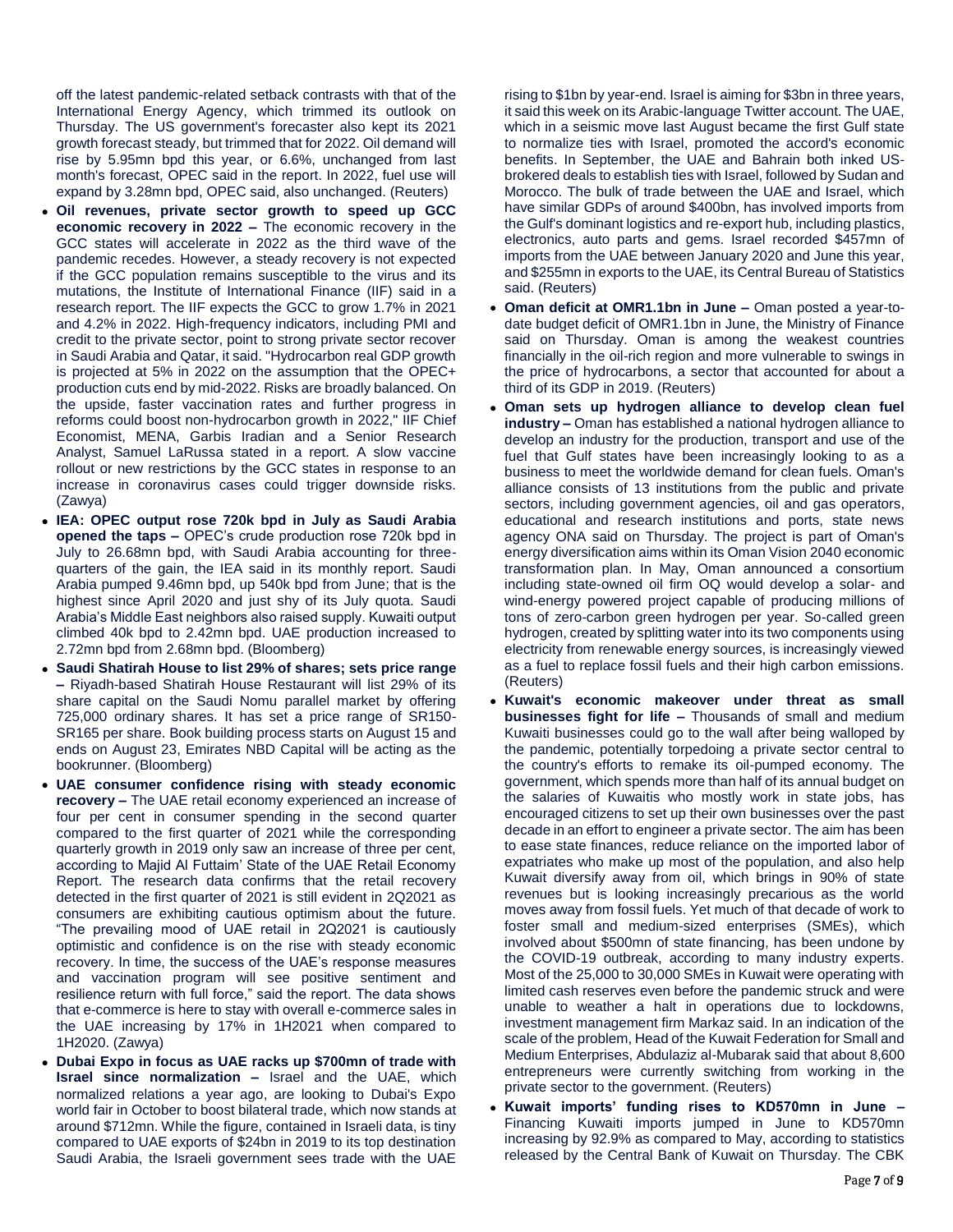off the latest pandemic-related setback contrasts with that of the International Energy Agency, which trimmed its outlook on Thursday. The US government's forecaster also kept its 2021 growth forecast steady, but trimmed that for 2022. Oil demand will rise by 5.95mn bpd this year, or 6.6%, unchanged from last month's forecast, OPEC said in the report. In 2022, fuel use will expand by 3.28mn bpd, OPEC said, also unchanged. (Reuters)

- **Oil revenues, private sector growth to speed up GCC economic recovery in 2022 –** The economic recovery in the GCC states will accelerate in 2022 as the third wave of the pandemic recedes. However, a steady recovery is not expected if the GCC population remains susceptible to the virus and its mutations, the Institute of International Finance (IIF) said in a research report. The IIF expects the GCC to grow 1.7% in 2021 and 4.2% in 2022. High-frequency indicators, including PMI and credit to the private sector, point to strong private sector recover in Saudi Arabia and Qatar, it said. "Hydrocarbon real GDP growth is projected at 5% in 2022 on the assumption that the OPEC+ production cuts end by mid-2022. Risks are broadly balanced. On the upside, faster vaccination rates and further progress in reforms could boost non-hydrocarbon growth in 2022," IIF Chief Economist, MENA, Garbis Iradian and a Senior Research Analyst, Samuel LaRussa stated in a report. A slow vaccine rollout or new restrictions by the GCC states in response to an increase in coronavirus cases could trigger downside risks. (Zawya)
- **IEA: OPEC output rose 720k bpd in July as Saudi Arabia opened the taps –** OPEC's crude production rose 720k bpd in July to 26.68mn bpd, with Saudi Arabia accounting for three-quarters of the gain, the IEA said in its monthly report. Saudi Arabia pumped 9.46mn bpd, up 540k bpd from June; that is the highest since April 2020 and just shy of its July quota. Saudi Arabia's Middle East neighbors also raised supply. Kuwaiti output climbed 40k bpd to 2.42mn bpd. UAE production increased to 2.72mn bpd from 2.68mn bpd. (Bloomberg)
- **Saudi Shatirah House to list 29% of shares; sets price range –** Riyadh-based Shatirah House Restaurant will list 29% of its share capital on the Saudi Nomu parallel market by offering 725,000 ordinary shares. It has set a price range of SR150-SR165 per share. Book building process starts on August 15 and ends on August 23, Emirates NBD Capital will be acting as the bookrunner. (Bloomberg)
- **UAE consumer confidence rising with steady economic recovery –** The UAE retail economy experienced an increase of four per cent in consumer spending in the second quarter compared to the first quarter of 2021 while the corresponding quarterly growth in 2019 only saw an increase of three per cent, according to Majid Al Futtaim' State of the UAE Retail Economy Report. The research data confirms that the retail recovery detected in the first quarter of 2021 is still evident in 2Q2021 as consumers are exhibiting cautious optimism about the future. "The prevailing mood of UAE retail in 2Q2021 is cautiously optimistic and confidence is on the rise with steady economic recovery. In time, the success of the UAE's response measures and vaccination program will see positive sentiment and resilience return with full force," said the report. The data shows that e-commerce is here to stay with overall e-commerce sales in the UAE increasing by 17% in 1H2021 when compared to 1H2020. (Zawya)
- **Dubai Expo in focus as UAE racks up $700mn of trade with Israel since normalization –** Israel and the UAE, which normalized relations a year ago, are looking to Dubai's Expo world fair in October to boost bilateral trade, which now stands at around $712mn. While the figure, contained in Israeli data, is tiny compared to UAE exports of $24bn in 2019 to its top destination Saudi Arabia, the Israeli government sees trade with the UAE rising to $1bn by year-end. Israel is aiming for $3bn in three years, it said this week on its Arabic-language Twitter account. The UAE, which in a seismic move last August became the first Gulf state to normalize ties with Israel, promoted the accord's economic benefits. In September, the UAE and Bahrain both inked US-brokered deals to establish ties with Israel, followed by Sudan and Morocco. The bulk of trade between the UAE and Israel, which have similar GDPs of around $400bn, has involved imports from the Gulf's dominant logistics and re-export hub, including plastics, electronics, auto parts and gems. Israel recorded $457mn of imports from the UAE between January 2020 and June this year, and $255mn in exports to the UAE, its Central Bureau of Statistics said. (Reuters)
- **Oman deficit at OMR1.1bn in June –** Oman posted a year-to-date budget deficit of OMR1.1bn in June, the Ministry of Finance said on Thursday. Oman is among the weakest countries financially in the oil-rich region and more vulnerable to swings in the price of hydrocarbons, a sector that accounted for about a third of its GDP in 2019. (Reuters)
- **Oman sets up hydrogen alliance to develop clean fuel industry –** Oman has established a national hydrogen alliance to develop an industry for the production, transport and use of the fuel that Gulf states have been increasingly looking to as a business to meet the worldwide demand for clean fuels. Oman's alliance consists of 13 institutions from the public and private sectors, including government agencies, oil and gas operators, educational and research institutions and ports, state news agency ONA said on Thursday. The project is part of Oman's energy diversification aims within its Oman Vision 2040 economic transformation plan. In May, Oman announced a consortium including state-owned oil firm OQ would develop a solar- and wind-energy powered project capable of producing millions of tons of zero-carbon green hydrogen per year. So-called green hydrogen, created by splitting water into its two components using electricity from renewable energy sources, is increasingly viewed as a fuel to replace fossil fuels and their high carbon emissions. (Reuters)
- **Kuwait's economic makeover under threat as small businesses fight for life –** Thousands of small and medium Kuwaiti businesses could go to the wall after being walloped by the pandemic, potentially torpedoing a private sector central to the country's efforts to remake its oil-pumped economy. The government, which spends more than half of its annual budget on the salaries of Kuwaitis who mostly work in state jobs, has encouraged citizens to set up their own businesses over the past decade in an effort to engineer a private sector. The aim has been to ease state finances, reduce reliance on the imported labor of expatriates who make up most of the population, and also help Kuwait diversify away from oil, which brings in 90% of state revenues but is looking increasingly precarious as the world moves away from fossil fuels. Yet much of that decade of work to foster small and medium-sized enterprises (SMEs), which involved about $500mn of state financing, has been undone by the COVID-19 outbreak, according to many industry experts. Most of the 25,000 to 30,000 SMEs in Kuwait were operating with limited cash reserves even before the pandemic struck and were unable to weather a halt in operations due to lockdowns, investment management firm Markaz said. In an indication of the scale of the problem, Head of the Kuwait Federation for Small and Medium Enterprises, Abdulaziz al-Mubarak said that about 8,600 entrepreneurs were currently switching from working in the private sector to the government. (Reuters)
- **Kuwait imports' funding rises to KD570mn in June –** Financing Kuwaiti imports jumped in June to KD570mn increasing by 92.9% as compared to May, according to statistics released by the Central Bank of Kuwait on Thursday. The CBK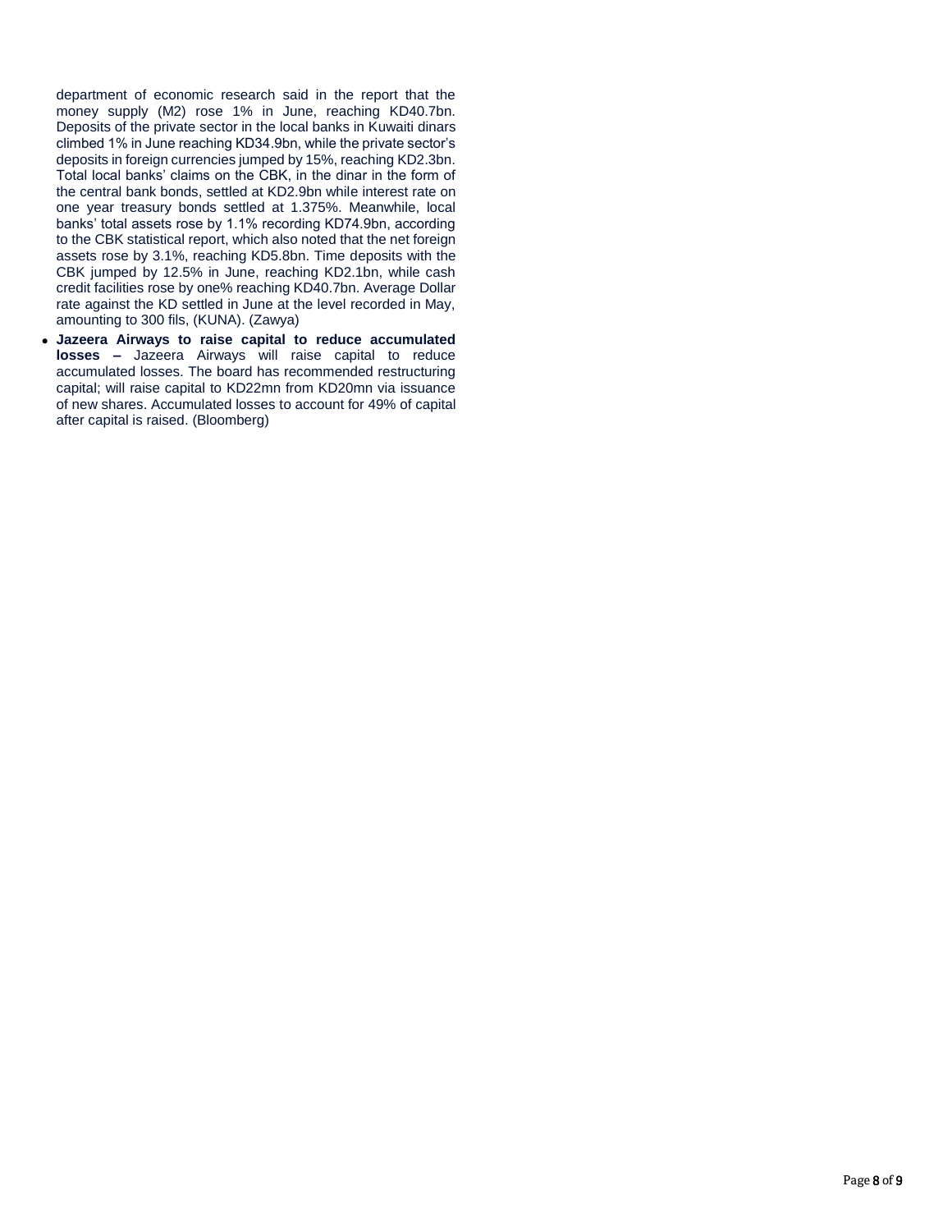department of economic research said in the report that the money supply (M2) rose 1% in June, reaching KD40.7bn. Deposits of the private sector in the local banks in Kuwaiti dinars climbed 1% in June reaching KD34.9bn, while the private sector's deposits in foreign currencies jumped by 15%, reaching KD2.3bn. Total local banks' claims on the CBK, in the dinar in the form of the central bank bonds, settled at KD2.9bn while interest rate on one year treasury bonds settled at 1.375%. Meanwhile, local banks' total assets rose by 1.1% recording KD74.9bn, according to the CBK statistical report, which also noted that the net foreign assets rose by 3.1%, reaching KD5.8bn. Time deposits with the CBK jumped by 12.5% in June, reaching KD2.1bn, while cash credit facilities rose by one% reaching KD40.7bn. Average Dollar rate against the KD settled in June at the level recorded in May, amounting to 300 fils, (KUNA). (Zawya)

- **Jazeera Airways to raise capital to reduce accumulated losses –** Jazeera Airways will raise capital to reduce accumulated losses. The board has recommended restructuring capital; will raise capital to KD22mn from KD20mn via issuance of new shares. Accumulated losses to account for 49% of capital after capital is raised. (Bloomberg)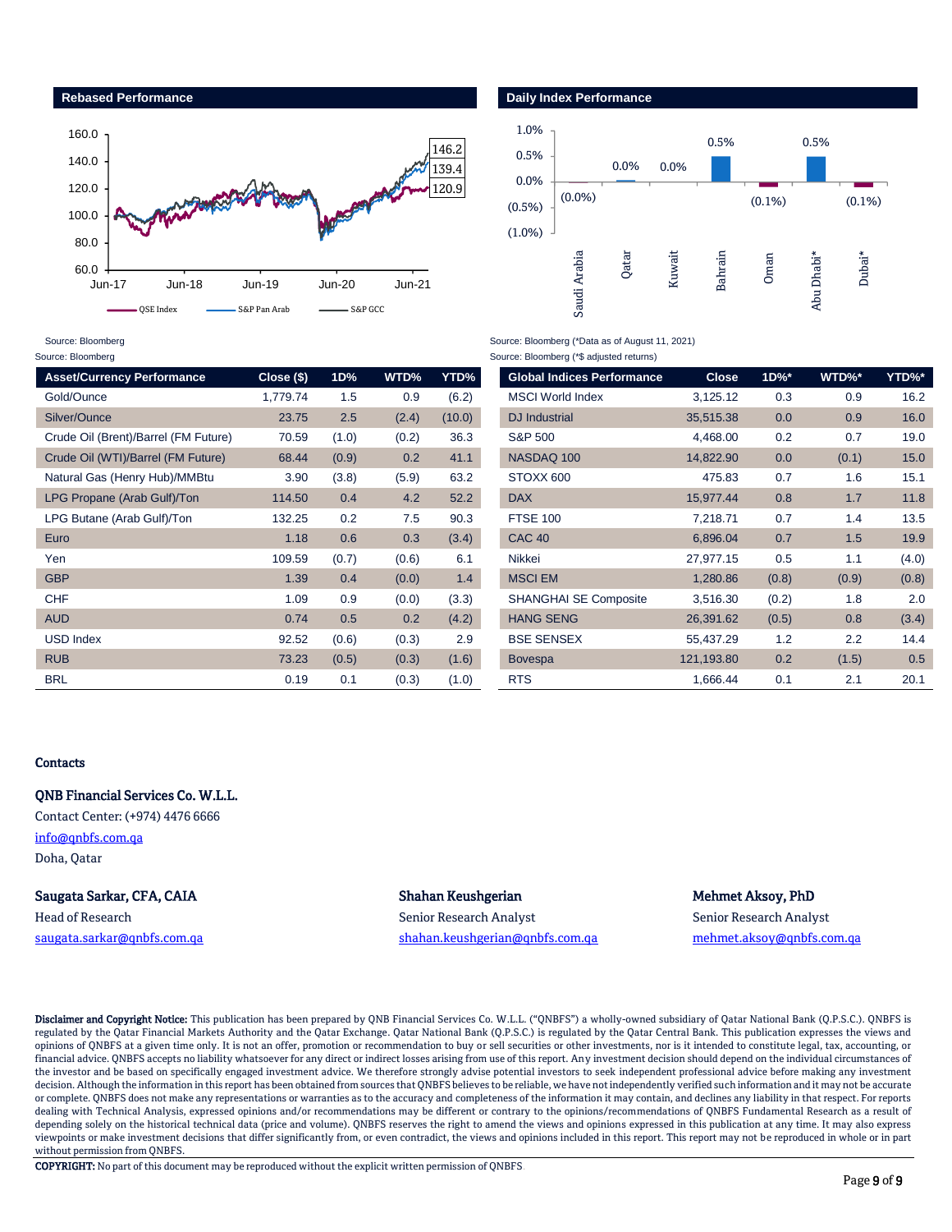## Rebased Performance

160.0
140.0
120.0
100.0
80.0
60.0

Jun-17 Jun-18 Jun-19 Jun-20 Jun-21

146.2
139.4
120.9

QSE Index  S&P Pan Arab  S&P GCC

Source: Bloomberg

## Daily Index Performance

1.0%
0.5%
0.0%
(0.5%)
(1.0%)

(0.0%) 0.0% 0.0% 0.5% (0.1%) 0.5% (0.1%)

Saudi Arabia Qatar Kuwait Bahrain Oman Abu Dhabi* Dubai*

Source: Bloomberg (*Data as of August 11, 2021)

Source: Bloomberg

| Asset/Currency Performance | Close ($) | 1D% | WTD% | YTD% |
|---|---|---|---|---|
| Gold/Ounce | 1,779.74 | 1.5 | 0.9 | (6.2) |
| Silver/Ounce | 23.75 | 2.5 | (2.4) | (10.0) |
| Crude Oil (Brent)/Barrel (FM Future) | 70.59 | (1.0) | (0.2) | 36.3 |
| Crude Oil (WTI)/Barrel (FM Future) | 68.44 | (0.9) | 0.2 | 41.1 |
| Natural Gas (Henry Hub)/MMBtu | 3.90 | (3.8) | (5.9) | 63.2 |
| LPG Propane (Arab Gulf)/Ton | 114.50 | 0.4 | 4.2 | 52.2 |
| LPG Butane (Arab Gulf)/Ton | 132.25 | 0.2 | 7.5 | 90.3 |
| Euro | 1.18 | 0.6 | 0.3 | (3.4) |
| Yen | 109.59 | (0.7) | (0.6) | 6.1 |
| GBP | 1.39 | 0.4 | (0.0) | 1.4 |
| CHF | 1.09 | 0.9 | (0.0) | (3.3) |
| AUD | 0.74 | 0.5 | 0.2 | (4.2) |
| USD Index | 92.52 | (0.6) | (0.3) | 2.9 |
| RUB | 73.23 | (0.5) | (0.3) | (1.6) |
| BRL | 0.19 | 0.1 | (0.3) | (1.0) |

Source: Bloomberg (*$ adjusted returns)

| Global Indices Performance | Close | 1D%* | WTD%* | YTD%* |
|---|---|---|---|---|
| MSCI World Index | 3,125.12 | 0.3 | 0.9 | 16.2 |
| DJ Industrial | 35,515.38 | 0.0 | 0.9 | 16.0 |
| S&P 500 | 4,468.00 | 0.2 | 0.7 | 19.0 |
| NASDAQ 100 | 14,822.90 | 0.0 | (0.1) | 15.0 |
| STOXX 600 | 475.83 | 0.7 | 1.6 | 15.1 |
| DAX | 15,977.44 | 0.8 | 1.7 | 11.8 |
| FTSE 100 | 7,218.71 | 0.7 | 1.4 | 13.5 |
| CAC 40 | 6,896.04 | 0.7 | 1.5 | 19.9 |
| Nikkei | 27,977.15 | 0.5 | 1.1 | (4.0) |
| MSCI EM | 1,280.86 | (0.8) | (0.9) | (0.8) |
| SHANGHAI SE Composite | 3,516.30 | (0.2) | 1.8 | 2.0 |
| HANG SENG | 26,391.62 | (0.5) | 0.8 | (3.4) |
| BSE SENSEX | 55,437.29 | 1.2 | 2.2 | 14.4 |
| Bovespa | 121,193.80 | 0.2 | (1.5) | 0.5 |
| RTS | 1,666.44 | 0.1 | 2.1 | 20.1 |

**Contacts**

**QNB Financial Services Co. W.L.L.**
Contact Center: (+974) 4476 6666
info@qnbfs.com.qa
Doha, Qatar

**Saugata Sarkar, CFA, CAIA**
Head of Research
saugata.sarkar@qnbfs.com.qa

**Shahan Keushgerian**
Senior Research Analyst
shahan.keushgerian@qnbfs.com.qa

**Mehmet Aksoy, PhD**
Senior Research Analyst
mehmet.aksoy@qnbfs.com.qa

**Disclaimer and Copyright Notice:** This publication has been prepared by QNB Financial Services Co. W.L.L. ("QNBFS") a wholly-owned subsidiary of Qatar National Bank (Q.P.S.C.). QNBFS is regulated by the Qatar Financial Markets Authority and the Qatar Exchange. Qatar National Bank (Q.P.S.C.) is regulated by the Qatar Central Bank. This publication expresses the views and opinions of QNBFS at a given time only. It is not an offer, promotion or recommendation to buy or sell securities or other investments, nor is it intended to constitute legal, tax, accounting, or financial advice. QNBFS accepts no liability whatsoever for any direct or indirect losses arising from use of this report. Any investment decision should depend on the individual circumstances of the investor and be based on specifically engaged investment advice. We therefore strongly advise potential investors to seek independent professional advice before making any investment decision. Although the information in this report has been obtained from sources that QNBFS believes to be reliable, we have not independently verified such information and it may not be accurate or complete. QNBFS does not make any representations or warranties as to the accuracy and completeness of the information it may contain, and declines any liability in that respect. For reports dealing with Technical Analysis, expressed opinions and/or recommendations may be different or contrary to the opinions/recommendations of QNBFS Fundamental Research as a result of depending solely on the historical technical data (price and volume). QNBFS reserves the right to amend the views and opinions expressed in this publication at any time. It may also express viewpoints or make investment decisions that differ significantly from, or even contradict, the views and opinions included in this report. This report may not be reproduced in whole or in part without permission from QNBFS.

**COPYRIGHT:** No part of this document may be reproduced without the explicit written permission of QNBFS